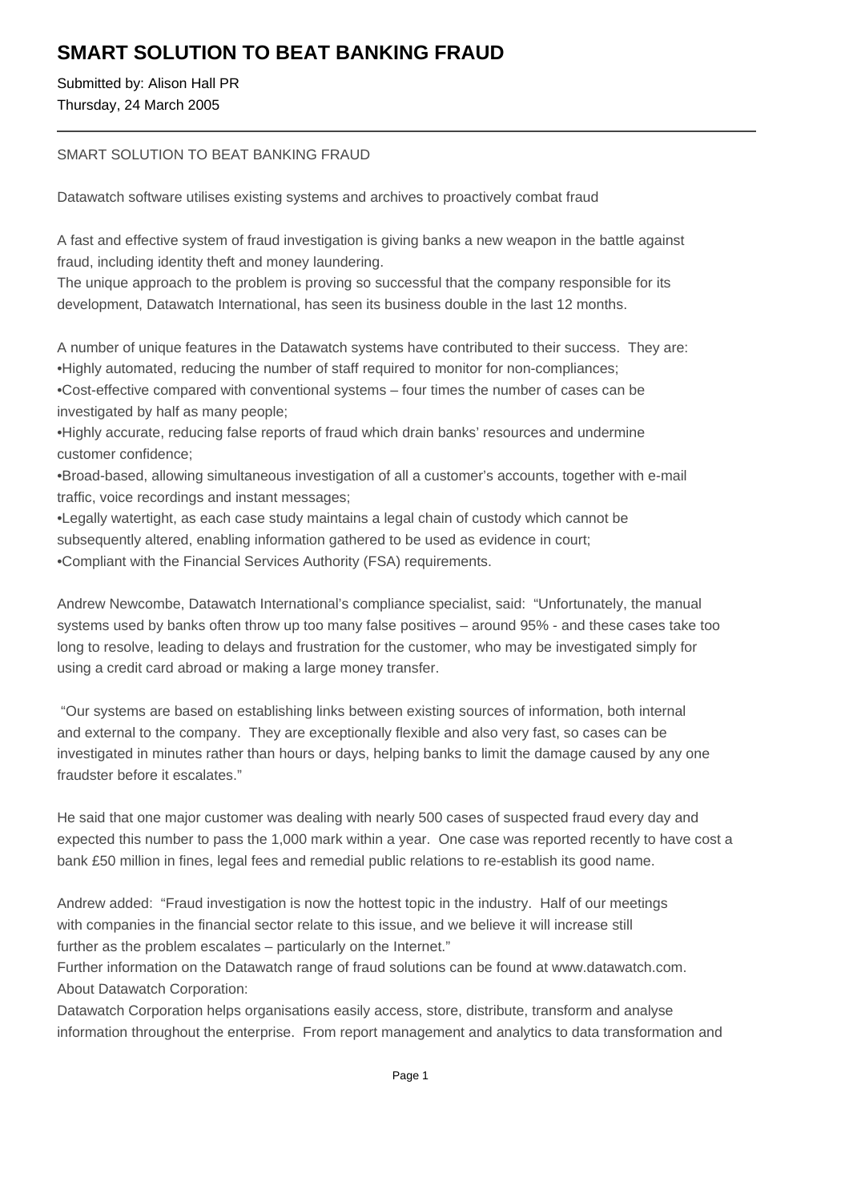# SMART SOLUTION TO BEAT BANKING FRAUD

Submitted by: Alison Hall PR
Thursday, 24 March 2005

---

SMART SOLUTION TO BEAT BANKING FRAUD

Datawatch software utilises existing systems and archives to proactively combat fraud

A fast and effective system of fraud investigation is giving banks a new weapon in the battle against fraud, including identity theft and money laundering.
The unique approach to the problem is proving so successful that the company responsible for its development, Datawatch International, has seen its business double in the last 12 months.

A number of unique features in the Datawatch systems have contributed to their success. They are:
•Highly automated, reducing the number of staff required to monitor for non-compliances;
•Cost-effective compared with conventional systems – four times the number of cases can be investigated by half as many people;
•Highly accurate, reducing false reports of fraud which drain banks' resources and undermine customer confidence;
•Broad-based, allowing simultaneous investigation of all a customer's accounts, together with e-mail traffic, voice recordings and instant messages;
•Legally watertight, as each case study maintains a legal chain of custody which cannot be subsequently altered, enabling information gathered to be used as evidence in court;
•Compliant with the Financial Services Authority (FSA) requirements.

Andrew Newcombe, Datawatch International's compliance specialist, said: "Unfortunately, the manual systems used by banks often throw up too many false positives – around 95% - and these cases take too long to resolve, leading to delays and frustration for the customer, who may be investigated simply for using a credit card abroad or making a large money transfer.

"Our systems are based on establishing links between existing sources of information, both internal and external to the company. They are exceptionally flexible and also very fast, so cases can be investigated in minutes rather than hours or days, helping banks to limit the damage caused by any one fraudster before it escalates."

He said that one major customer was dealing with nearly 500 cases of suspected fraud every day and expected this number to pass the 1,000 mark within a year. One case was reported recently to have cost a bank £50 million in fines, legal fees and remedial public relations to re-establish its good name.

Andrew added: "Fraud investigation is now the hottest topic in the industry. Half of our meetings with companies in the financial sector relate to this issue, and we believe it will increase still further as the problem escalates – particularly on the Internet."
Further information on the Datawatch range of fraud solutions can be found at www.datawatch.com.
About Datawatch Corporation:
Datawatch Corporation helps organisations easily access, store, distribute, transform and analyse information throughout the enterprise. From report management and analytics to data transformation and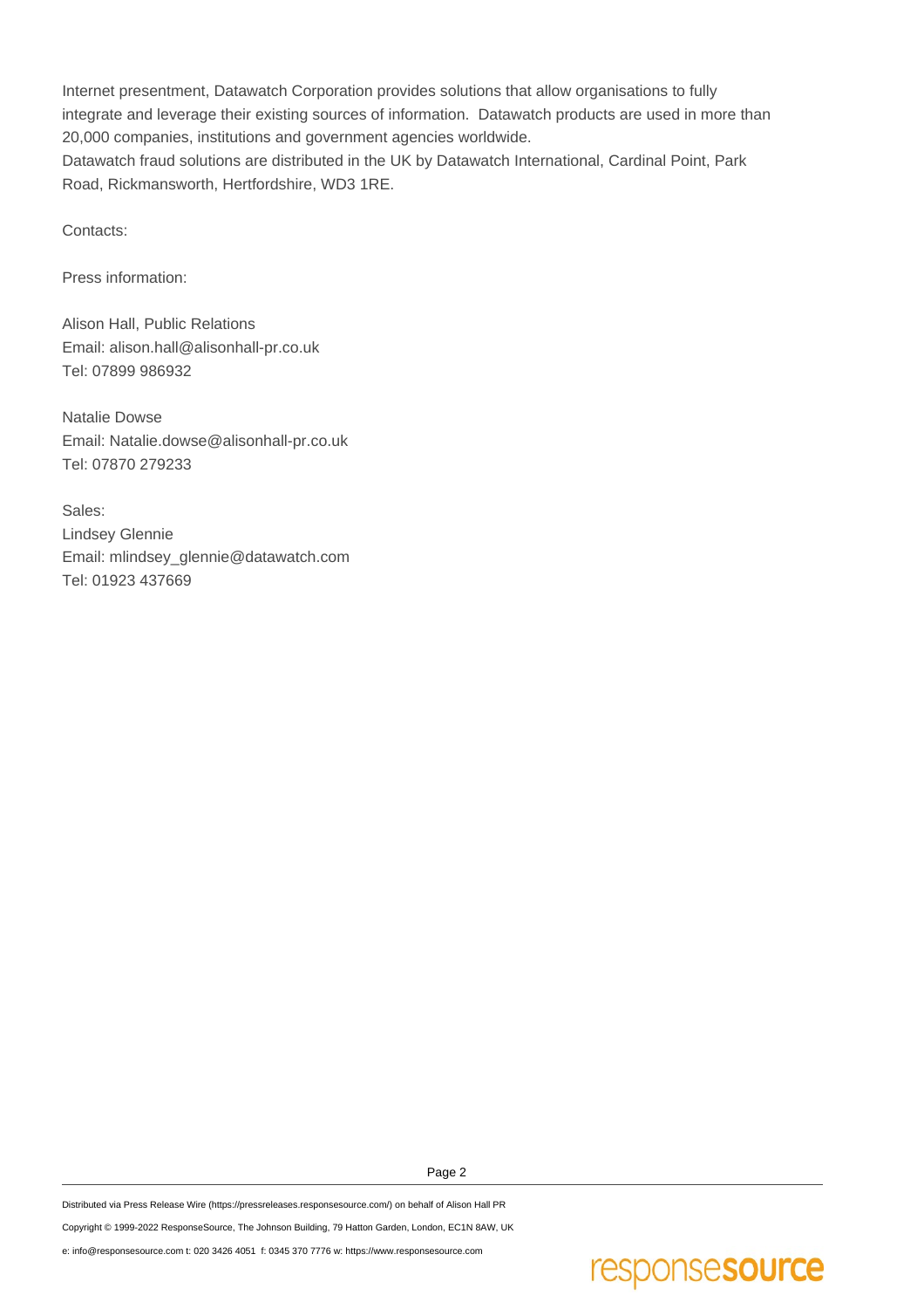Internet presentment, Datawatch Corporation provides solutions that allow organisations to fully integrate and leverage their existing sources of information. Datawatch products are used in more than 20,000 companies, institutions and government agencies worldwide.

Datawatch fraud solutions are distributed in the UK by Datawatch International, Cardinal Point, Park Road, Rickmansworth, Hertfordshire, WD3 1RE.

Contacts:

Press information:

Alison Hall, Public Relations
Email: alison.hall@alisonhall-pr.co.uk
Tel: 07899 986932

Natalie Dowse
Email: Natalie.dowse@alisonhall-pr.co.uk
Tel: 07870 279233

Sales:
Lindsey Glennie
Email: mlindsey_glennie@datawatch.com
Tel: 01923 437669